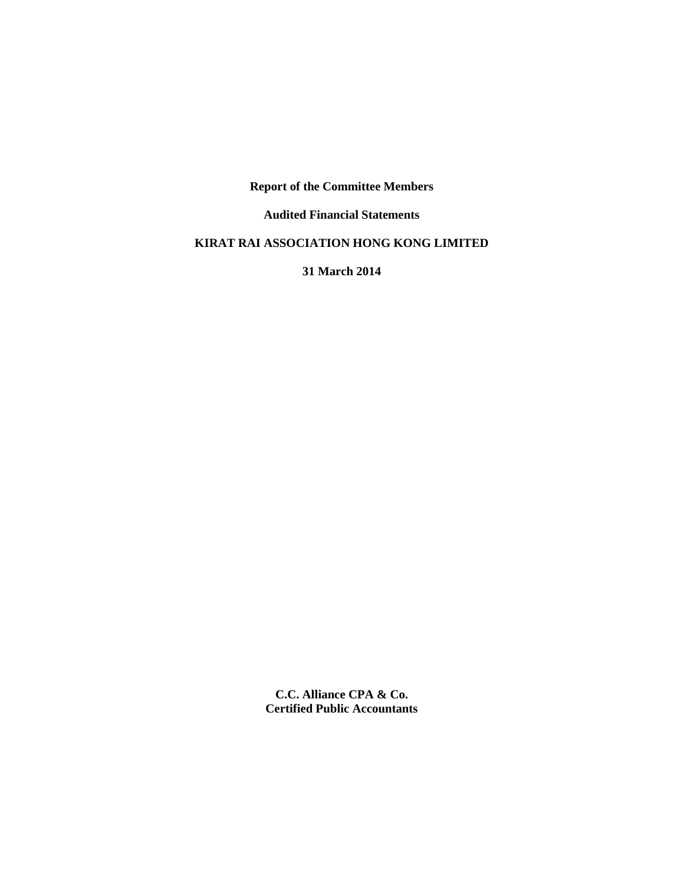**Report of the Committee Members**

**Audited Financial Statements**

**KIRAT RAI ASSOCIATION HONG KONG LIMITED**

**31 March 2014**

**C.C. Alliance CPA & Co.**
**Certified Public Accountants**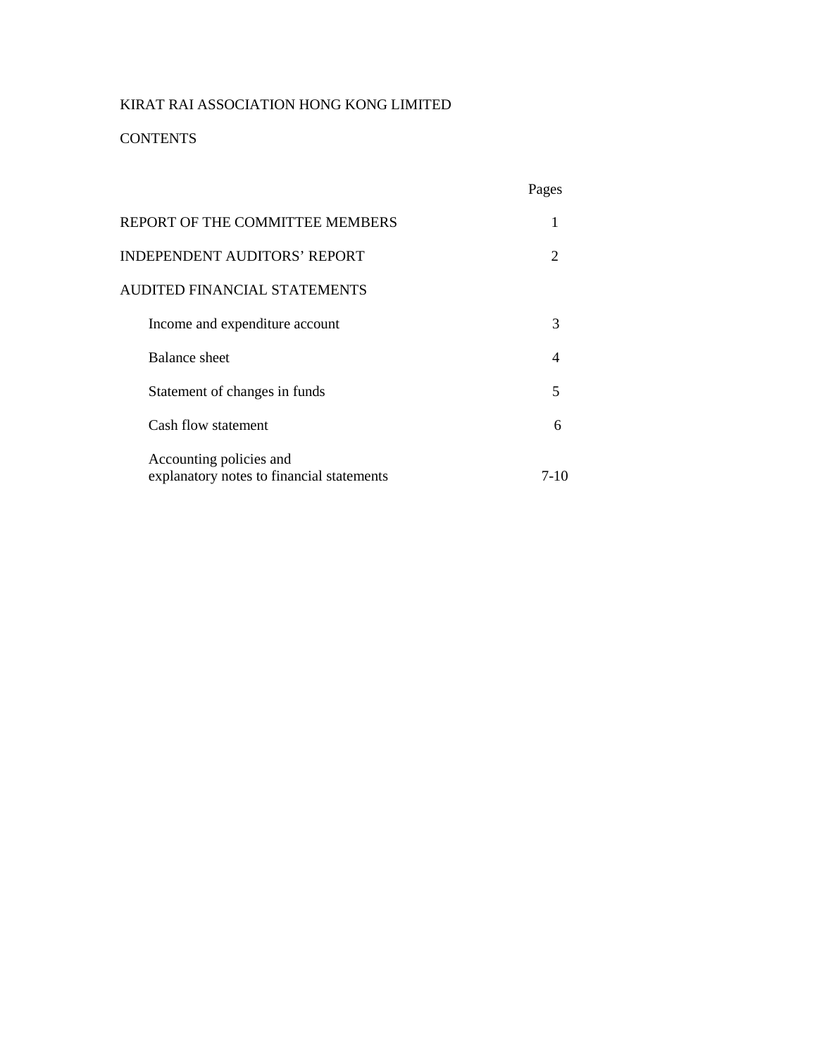KIRAT RAI ASSOCIATION HONG KONG LIMITED

CONTENTS

| | Pages |
|---|---|
| REPORT OF THE COMMITTEE MEMBERS | 1 |
| INDEPENDENT AUDITORS' REPORT | 2 |
| AUDITED FINANCIAL STATEMENTS | |
| Income and expenditure account | 3 |
| Balance sheet | 4 |
| Statement of changes in funds | 5 |
| Cash flow statement | 6 |
| Accounting policies and explanatory notes to financial statements | 7-10 |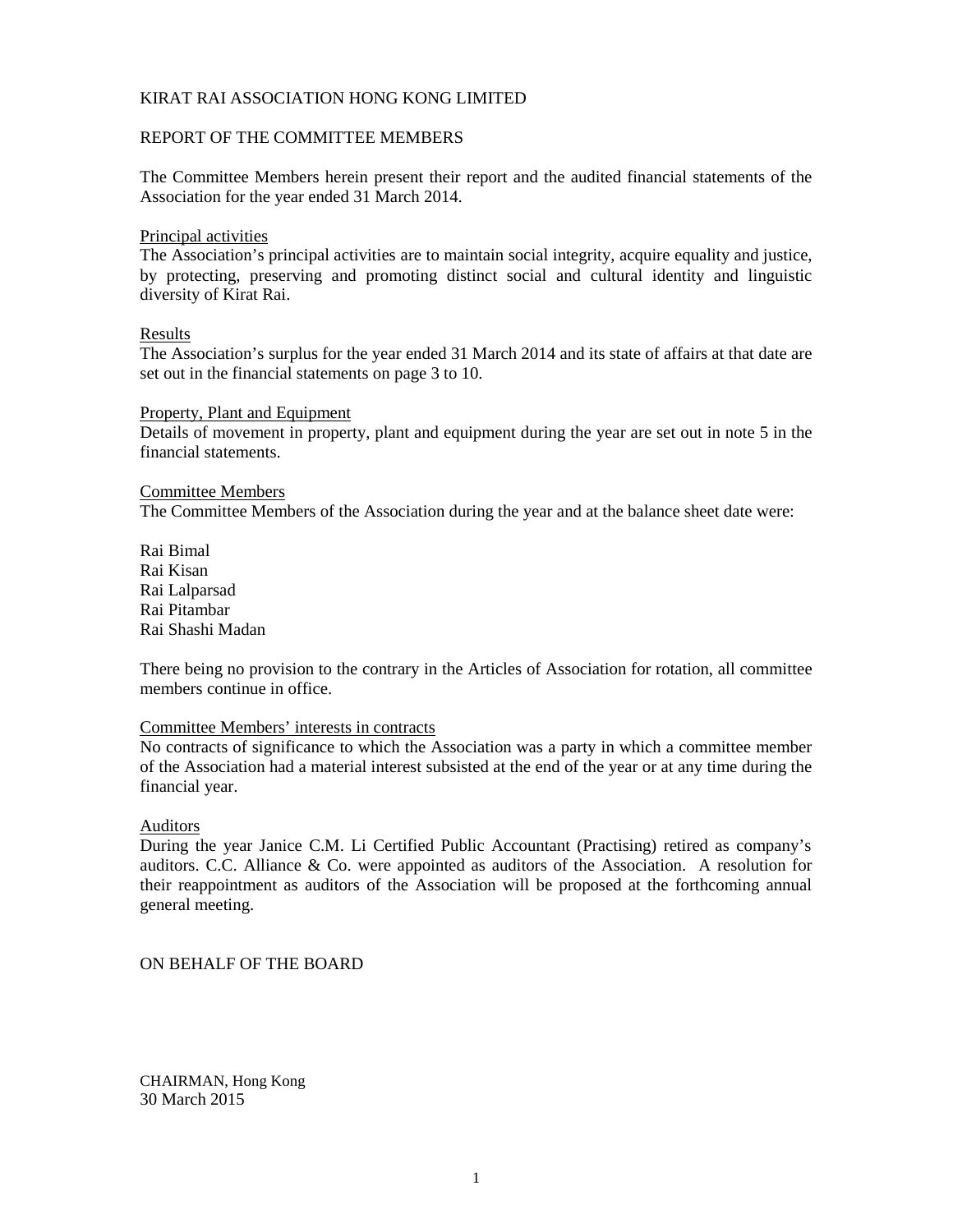KIRAT RAI ASSOCIATION HONG KONG LIMITED

REPORT OF THE COMMITTEE MEMBERS

The Committee Members herein present their report and the audited financial statements of the Association for the year ended 31 March 2014.

Principal activities

The Association's principal activities are to maintain social integrity, acquire equality and justice, by protecting, preserving and promoting distinct social and cultural identity and linguistic diversity of Kirat Rai.

Results

The Association's surplus for the year ended 31 March 2014 and its state of affairs at that date are set out in the financial statements on page 3 to 10.

Property, Plant and Equipment

Details of movement in property, plant and equipment during the year are set out in note 5 in the financial statements.

Committee Members

The Committee Members of the Association during the year and at the balance sheet date were:

Rai Bimal
Rai Kisan
Rai Lalparsad
Rai Pitambar
Rai Shashi Madan

There being no provision to the contrary in the Articles of Association for rotation, all committee members continue in office.

Committee Members' interests in contracts

No contracts of significance to which the Association was a party in which a committee member of the Association had a material interest subsisted at the end of the year or at any time during the financial year.

Auditors

During the year Janice C.M. Li Certified Public Accountant (Practising) retired as company's auditors. C.C. Alliance & Co. were appointed as auditors of the Association. A resolution for their reappointment as auditors of the Association will be proposed at the forthcoming annual general meeting.

ON BEHALF OF THE BOARD

CHAIRMAN, Hong Kong
30 March 2015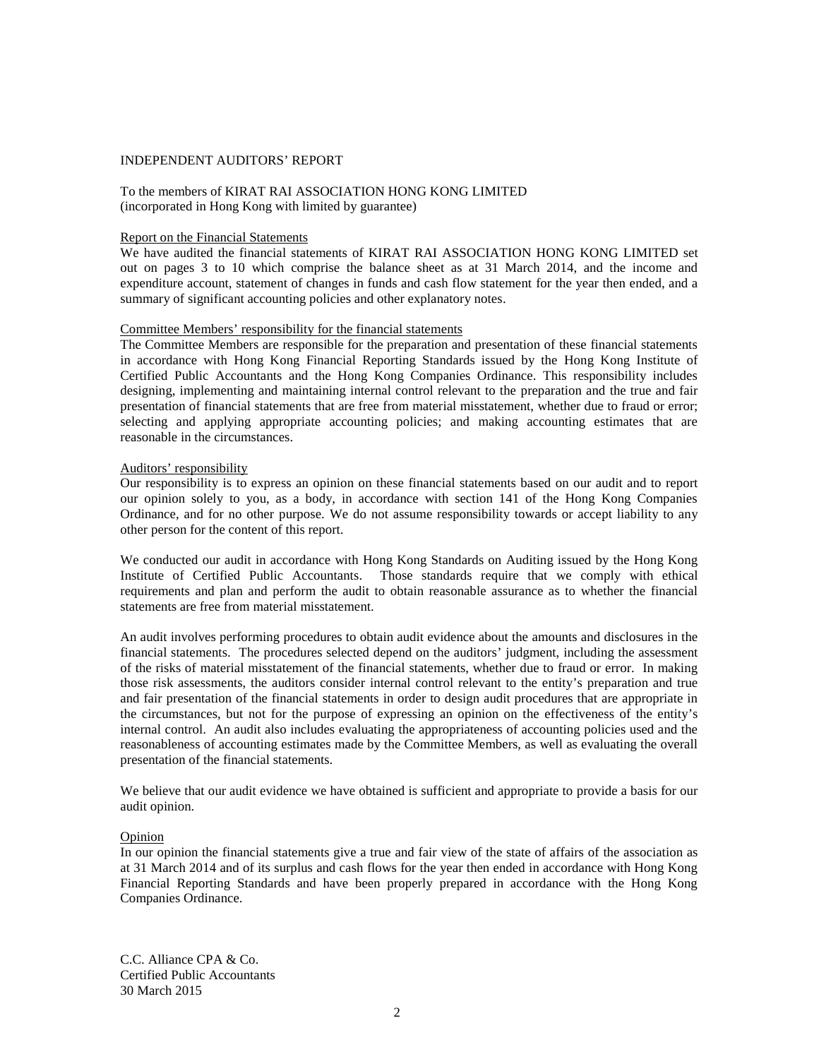INDEPENDENT AUDITORS' REPORT

To the members of KIRAT RAI ASSOCIATION HONG KONG LIMITED
(incorporated in Hong Kong with limited by guarantee)

Report on the Financial Statements

We have audited the financial statements of KIRAT RAI ASSOCIATION HONG KONG LIMITED set out on pages 3 to 10 which comprise the balance sheet as at 31 March 2014, and the income and expenditure account, statement of changes in funds and cash flow statement for the year then ended, and a summary of significant accounting policies and other explanatory notes.

Committee Members' responsibility for the financial statements

The Committee Members are responsible for the preparation and presentation of these financial statements in accordance with Hong Kong Financial Reporting Standards issued by the Hong Kong Institute of Certified Public Accountants and the Hong Kong Companies Ordinance. This responsibility includes designing, implementing and maintaining internal control relevant to the preparation and the true and fair presentation of financial statements that are free from material misstatement, whether due to fraud or error; selecting and applying appropriate accounting policies; and making accounting estimates that are reasonable in the circumstances.

Auditors' responsibility

Our responsibility is to express an opinion on these financial statements based on our audit and to report our opinion solely to you, as a body, in accordance with section 141 of the Hong Kong Companies Ordinance, and for no other purpose. We do not assume responsibility towards or accept liability to any other person for the content of this report.

We conducted our audit in accordance with Hong Kong Standards on Auditing issued by the Hong Kong Institute of Certified Public Accountants. Those standards require that we comply with ethical requirements and plan and perform the audit to obtain reasonable assurance as to whether the financial statements are free from material misstatement.

An audit involves performing procedures to obtain audit evidence about the amounts and disclosures in the financial statements. The procedures selected depend on the auditors' judgment, including the assessment of the risks of material misstatement of the financial statements, whether due to fraud or error. In making those risk assessments, the auditors consider internal control relevant to the entity's preparation and true and fair presentation of the financial statements in order to design audit procedures that are appropriate in the circumstances, but not for the purpose of expressing an opinion on the effectiveness of the entity's internal control. An audit also includes evaluating the appropriateness of accounting policies used and the reasonableness of accounting estimates made by the Committee Members, as well as evaluating the overall presentation of the financial statements.

We believe that our audit evidence we have obtained is sufficient and appropriate to provide a basis for our audit opinion.

Opinion

In our opinion the financial statements give a true and fair view of the state of affairs of the association as at 31 March 2014 and of its surplus and cash flows for the year then ended in accordance with Hong Kong Financial Reporting Standards and have been properly prepared in accordance with the Hong Kong Companies Ordinance.

C.C. Alliance CPA & Co.
Certified Public Accountants
30 March 2015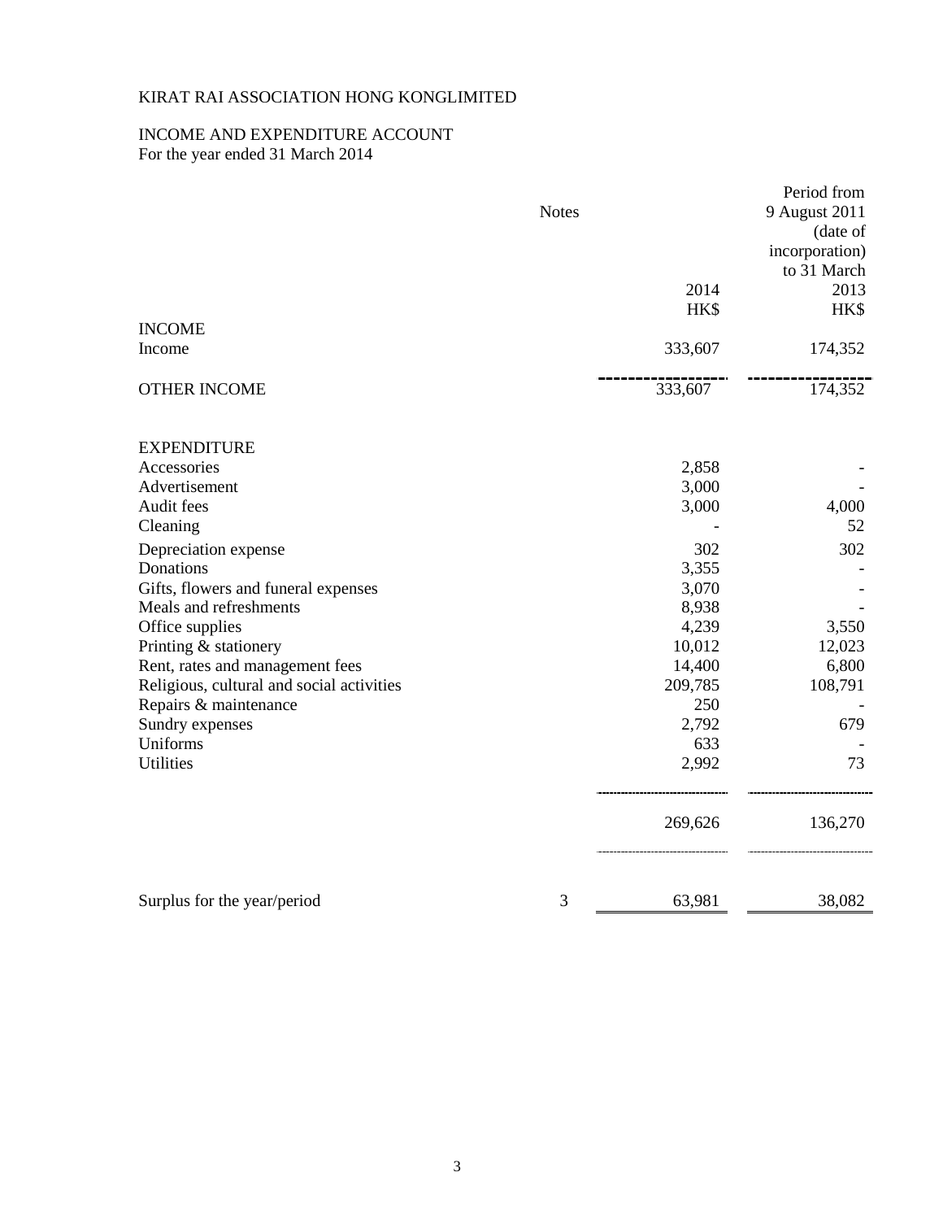KIRAT RAI ASSOCIATION HONG KONGLIMITED

INCOME AND EXPENDITURE ACCOUNT
For the year ended 31 March 2014

| | Notes | 2014<br>HK$ | Period from 9 August 2011 (date of incorporation) to 31 March 2013<br>HK$ |
|---|---|---|---|
| **INCOME** | | | |
| Income | | 333,607 | 174,352 |
| OTHER INCOME | | 333,607 | 174,352 |
| **EXPENDITURE** | | | |
| Accessories | | 2,858 | - |
| Advertisement | | 3,000 | - |
| Audit fees | | 3,000 | 4,000 |
| Cleaning | | - | 52 |
| Depreciation expense | | 302 | 302 |
| Donations | | 3,355 | - |
| Gifts, flowers and funeral expenses | | 3,070 | - |
| Meals and refreshments | | 8,938 | - |
| Office supplies | | 4,239 | 3,550 |
| Printing & stationery | | 10,012 | 12,023 |
| Rent, rates and management fees | | 14,400 | 6,800 |
| Religious, cultural and social activities | | 209,785 | 108,791 |
| Repairs & maintenance | | 250 | - |
| Sundry expenses | | 2,792 | 679 |
| Uniforms | | 633 | - |
| Utilities | | 2,992 | 73 |
| | | 269,626 | 136,270 |
| Surplus for the year/period | 3 | 63,981 | 38,082 |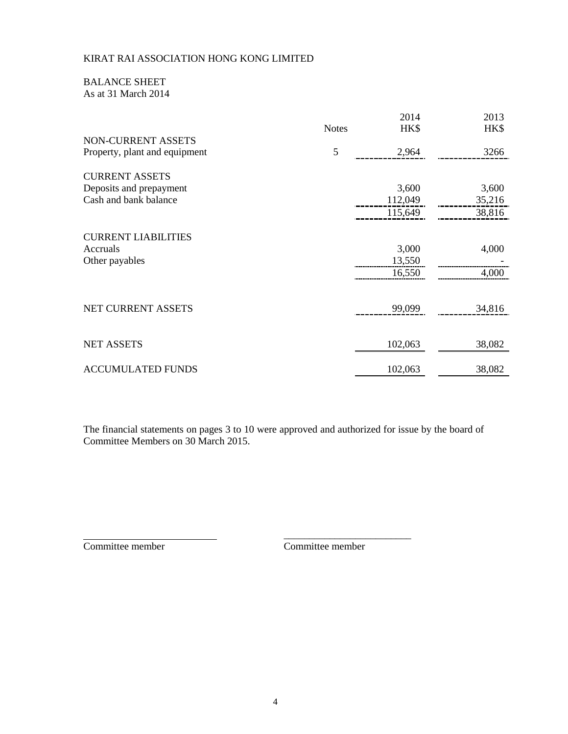KIRAT RAI ASSOCIATION HONG KONG LIMITED

BALANCE SHEET
As at 31 March 2014

| | Notes | 2014 HK$ | 2013 HK$ |
|---|---|---|---|
| NON-CURRENT ASSETS | | | |
| Property, plant and equipment | 5 | 2,964 | 3266 |
| | | | |
| CURRENT ASSETS | | | |
| Deposits and prepayment | | 3,600 | 3,600 |
| Cash and bank balance | | 112,049 | 35,216 |
| | | 115,649 | 38,816 |
| | | | |
| CURRENT LIABILITIES | | | |
| Accruals | | 3,000 | 4,000 |
| Other payables | | 13,550 | - |
| | | 16,550 | 4,000 |
| | | | |
| NET CURRENT ASSETS | | 99,099 | 34,816 |
| | | | |
| NET ASSETS | | 102,063 | 38,082 |
| | | | |
| ACCUMULATED FUNDS | | 102,063 | 38,082 |

The financial statements on pages 3 to 10 were approved and authorized for issue by the board of Committee Members on 30 March 2015.

\_\_\_\_\_\_\_\_\_\_\_\_\_\_\_\_\_\_\_\_\_\_\_\_\_\_
Committee member

\_\_\_\_\_\_\_\_\_\_\_\_\_\_\_\_\_\_\_\_\_\_\_\_\_\_
Committee member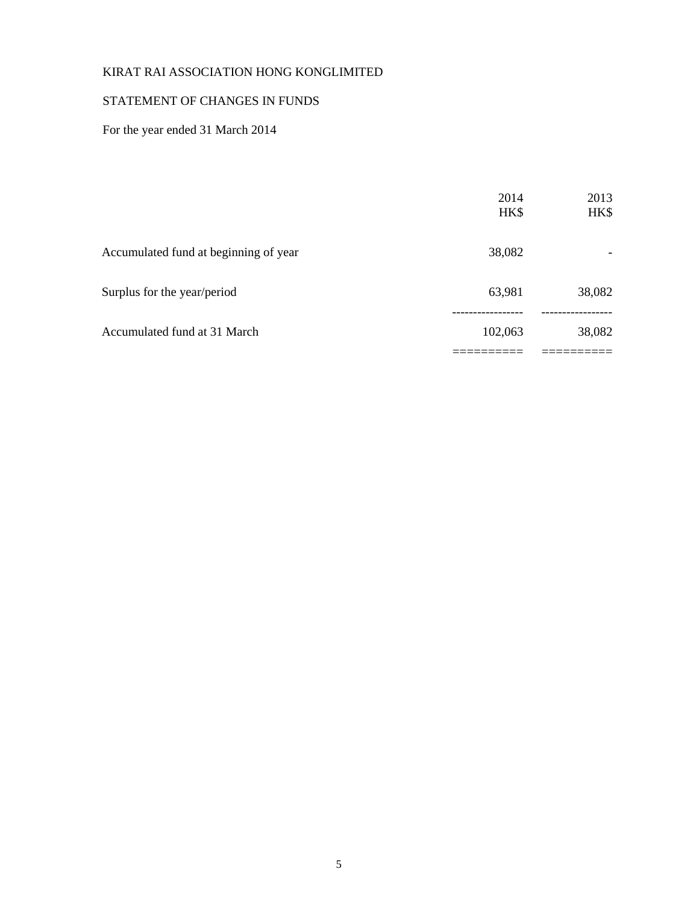KIRAT RAI ASSOCIATION HONG KONGLIMITED

STATEMENT OF CHANGES IN FUNDS

For the year ended 31 March 2014

| | 2014<br>HK$ | 2013<br>HK$ |
|---|---|---|
| Accumulated fund at beginning of year | 38,082 | - |
| Surplus for the year/period | 63,981 | 38,082 |
| Accumulated fund at 31 March | 102,063 | 38,082 |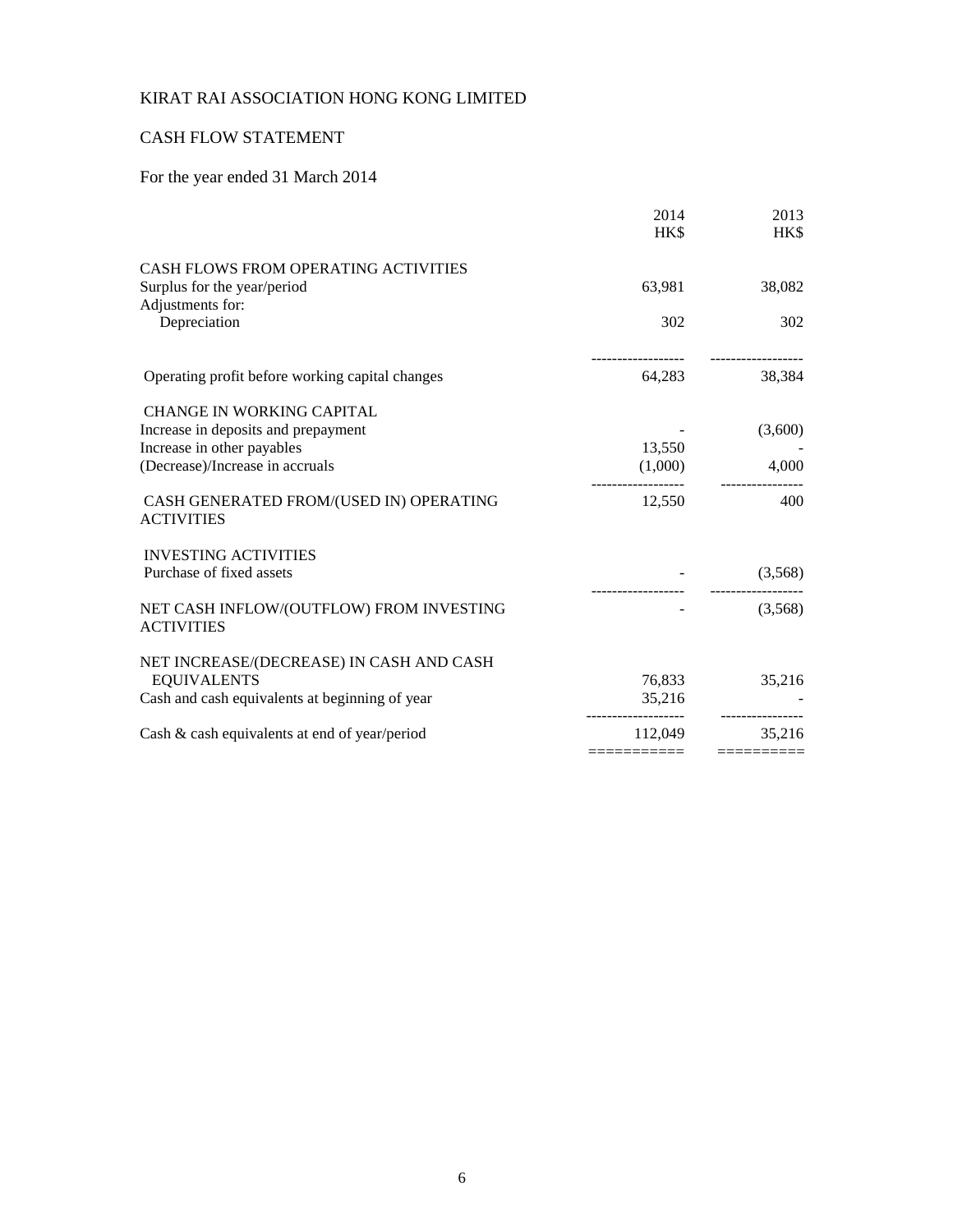KIRAT RAI ASSOCIATION HONG KONG LIMITED

CASH FLOW STATEMENT

For the year ended 31 March 2014

| | 2014 HK$ | 2013 HK$ |
|---|---|---|
| CASH FLOWS FROM OPERATING ACTIVITIES | | |
| Surplus for the year/period | 63,981 | 38,082 |
| Adjustments for: | | |
| Depreciation | 302 | 302 |
| Operating profit before working capital changes | 64,283 | 38,384 |
| CHANGE IN WORKING CAPITAL | | |
| Increase in deposits and prepayment | - | (3,600) |
| Increase in other payables | 13,550 | - |
| (Decrease)/Increase in accruals | (1,000) | 4,000 |
| CASH GENERATED FROM/(USED IN) OPERATING ACTIVITIES | 12,550 | 400 |
| INVESTING ACTIVITIES | | |
| Purchase of fixed assets | - | (3,568) |
| NET CASH INFLOW/(OUTFLOW) FROM INVESTING ACTIVITIES | - | (3,568) |
| NET INCREASE/(DECREASE) IN CASH AND CASH EQUIVALENTS | 76,833 | 35,216 |
| Cash and cash equivalents at beginning of year | 35,216 | - |
| Cash & cash equivalents at end of year/period | 112,049 | 35,216 |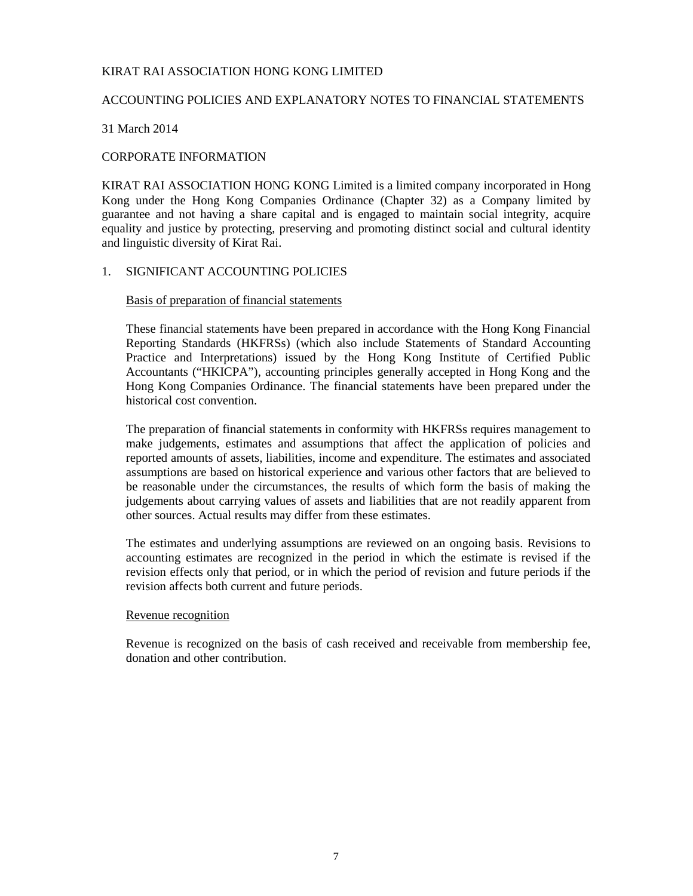KIRAT RAI ASSOCIATION HONG KONG LIMITED

ACCOUNTING POLICIES AND EXPLANATORY NOTES TO FINANCIAL STATEMENTS

31 March 2014

CORPORATE INFORMATION

KIRAT RAI ASSOCIATION HONG KONG Limited is a limited company incorporated in Hong Kong under the Hong Kong Companies Ordinance (Chapter 32) as a Company limited by guarantee and not having a share capital and is engaged to maintain social integrity, acquire equality and justice by protecting, preserving and promoting distinct social and cultural identity and linguistic diversity of Kirat Rai.

1. SIGNIFICANT ACCOUNTING POLICIES

Basis of preparation of financial statements

These financial statements have been prepared in accordance with the Hong Kong Financial Reporting Standards (HKFRSs) (which also include Statements of Standard Accounting Practice and Interpretations) issued by the Hong Kong Institute of Certified Public Accountants ("HKICPA"), accounting principles generally accepted in Hong Kong and the Hong Kong Companies Ordinance. The financial statements have been prepared under the historical cost convention.

The preparation of financial statements in conformity with HKFRSs requires management to make judgements, estimates and assumptions that affect the application of policies and reported amounts of assets, liabilities, income and expenditure. The estimates and associated assumptions are based on historical experience and various other factors that are believed to be reasonable under the circumstances, the results of which form the basis of making the judgements about carrying values of assets and liabilities that are not readily apparent from other sources. Actual results may differ from these estimates.

The estimates and underlying assumptions are reviewed on an ongoing basis. Revisions to accounting estimates are recognized in the period in which the estimate is revised if the revision effects only that period, or in which the period of revision and future periods if the revision affects both current and future periods.

Revenue recognition

Revenue is recognized on the basis of cash received and receivable from membership fee, donation and other contribution.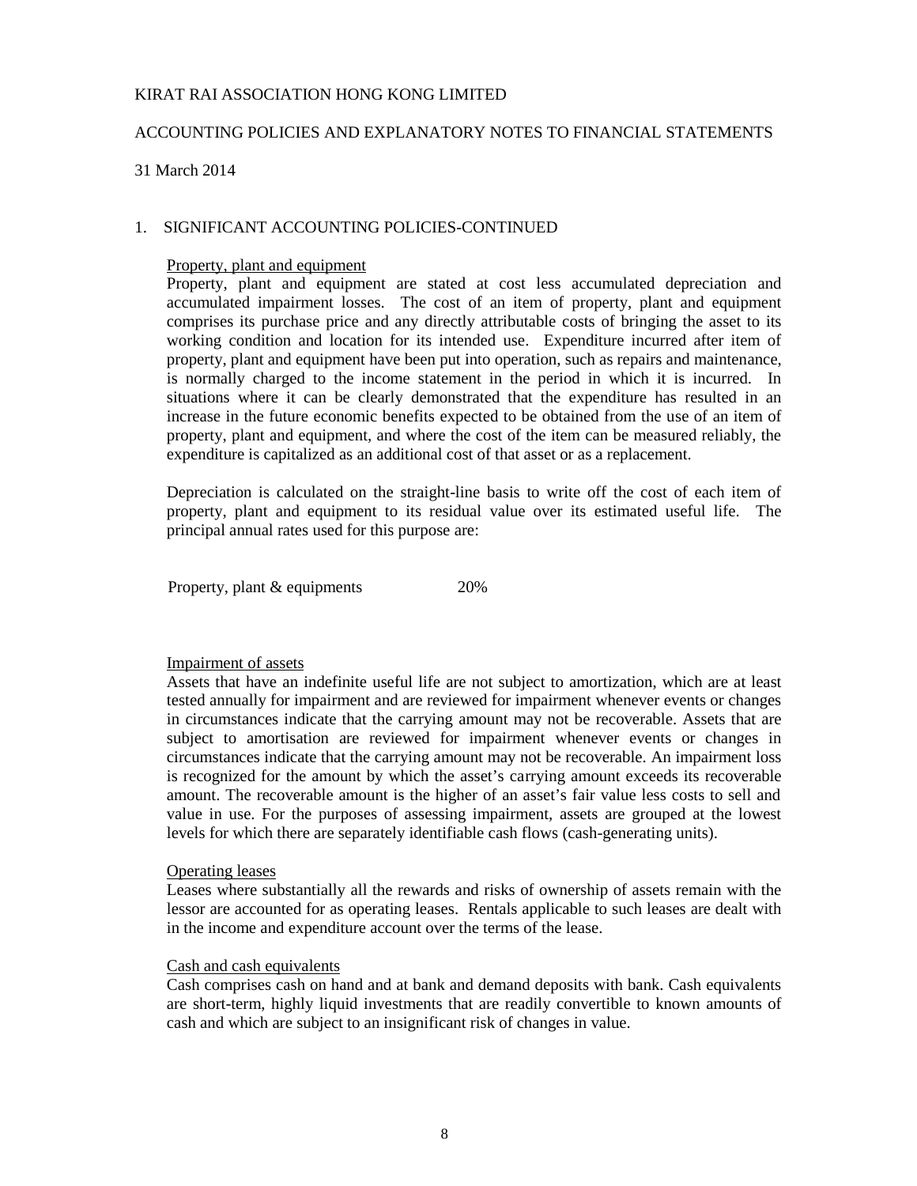KIRAT RAI ASSOCIATION HONG KONG LIMITED

ACCOUNTING POLICIES AND EXPLANATORY NOTES TO FINANCIAL STATEMENTS

31 March 2014

## 1. SIGNIFICANT ACCOUNTING POLICIES-CONTINUED

### Property, plant and equipment

Property, plant and equipment are stated at cost less accumulated depreciation and accumulated impairment losses. The cost of an item of property, plant and equipment comprises its purchase price and any directly attributable costs of bringing the asset to its working condition and location for its intended use. Expenditure incurred after item of property, plant and equipment have been put into operation, such as repairs and maintenance, is normally charged to the income statement in the period in which it is incurred. In situations where it can be clearly demonstrated that the expenditure has resulted in an increase in the future economic benefits expected to be obtained from the use of an item of property, plant and equipment, and where the cost of the item can be measured reliably, the expenditure is capitalized as an additional cost of that asset or as a replacement.

Depreciation is calculated on the straight-line basis to write off the cost of each item of property, plant and equipment to its residual value over its estimated useful life. The principal annual rates used for this purpose are:

| | |
|---|---|
| Property, plant & equipments | 20% |

### Impairment of assets

Assets that have an indefinite useful life are not subject to amortization, which are at least tested annually for impairment and are reviewed for impairment whenever events or changes in circumstances indicate that the carrying amount may not be recoverable. Assets that are subject to amortisation are reviewed for impairment whenever events or changes in circumstances indicate that the carrying amount may not be recoverable. An impairment loss is recognized for the amount by which the asset's carrying amount exceeds its recoverable amount. The recoverable amount is the higher of an asset's fair value less costs to sell and value in use. For the purposes of assessing impairment, assets are grouped at the lowest levels for which there are separately identifiable cash flows (cash-generating units).

### Operating leases

Leases where substantially all the rewards and risks of ownership of assets remain with the lessor are accounted for as operating leases. Rentals applicable to such leases are dealt with in the income and expenditure account over the terms of the lease.

### Cash and cash equivalents

Cash comprises cash on hand and at bank and demand deposits with bank. Cash equivalents are short-term, highly liquid investments that are readily convertible to known amounts of cash and which are subject to an insignificant risk of changes in value.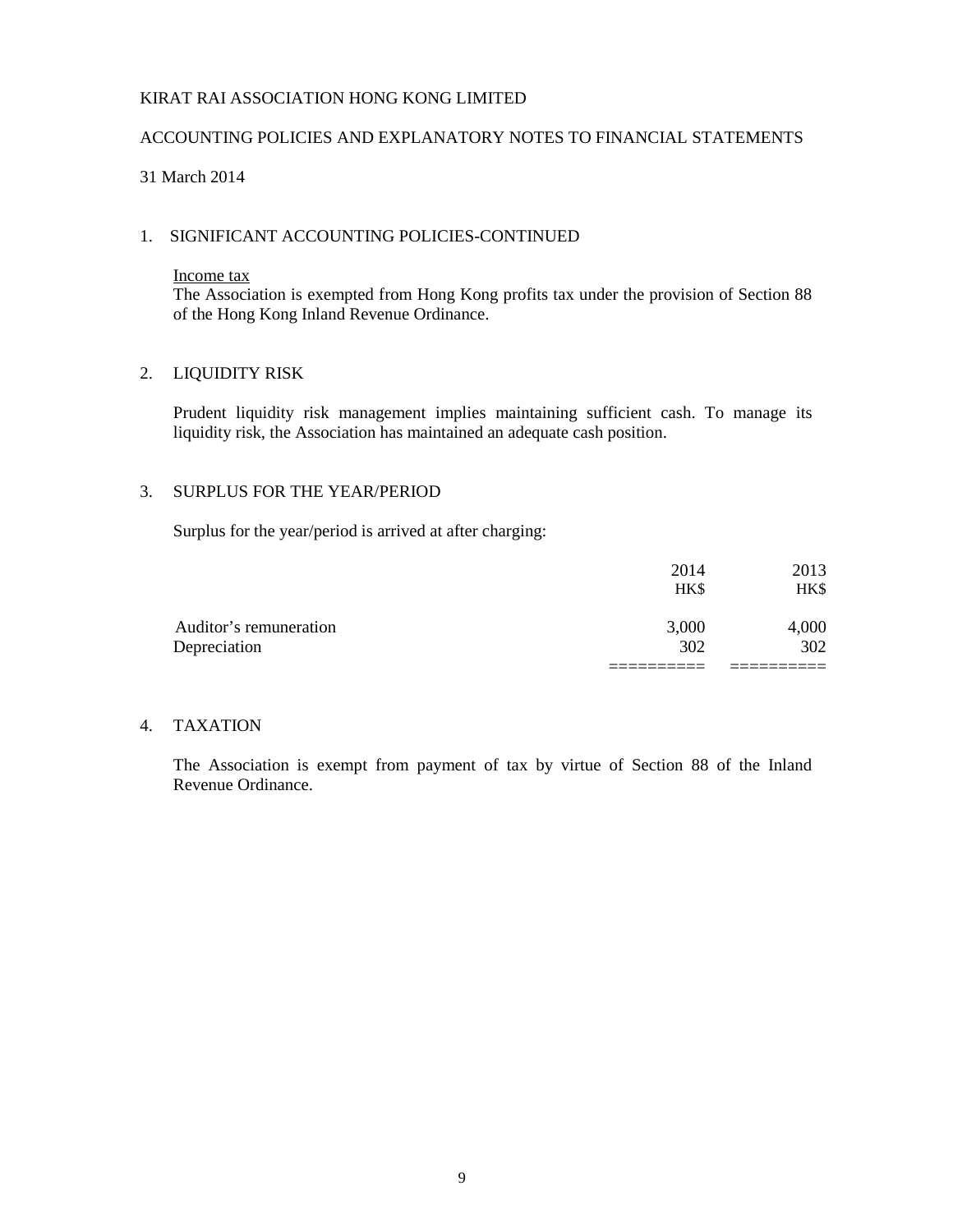KIRAT RAI ASSOCIATION HONG KONG LIMITED

ACCOUNTING POLICIES AND EXPLANATORY NOTES TO FINANCIAL STATEMENTS

31 March 2014

## 1. SIGNIFICANT ACCOUNTING POLICIES-CONTINUED

Income tax

The Association is exempted from Hong Kong profits tax under the provision of Section 88 of the Hong Kong Inland Revenue Ordinance.

## 2. LIQUIDITY RISK

Prudent liquidity risk management implies maintaining sufficient cash. To manage its liquidity risk, the Association has maintained an adequate cash position.

## 3. SURPLUS FOR THE YEAR/PERIOD

Surplus for the year/period is arrived at after charging:

| | 2014 | 2013 |
|---|---|---|
| | HK$ | HK$ |
| Auditor's remuneration | 3,000 | 4,000 |
| Depreciation | 302 | 302 |
| | ========== | ========== |

## 4. TAXATION

The Association is exempt from payment of tax by virtue of Section 88 of the Inland Revenue Ordinance.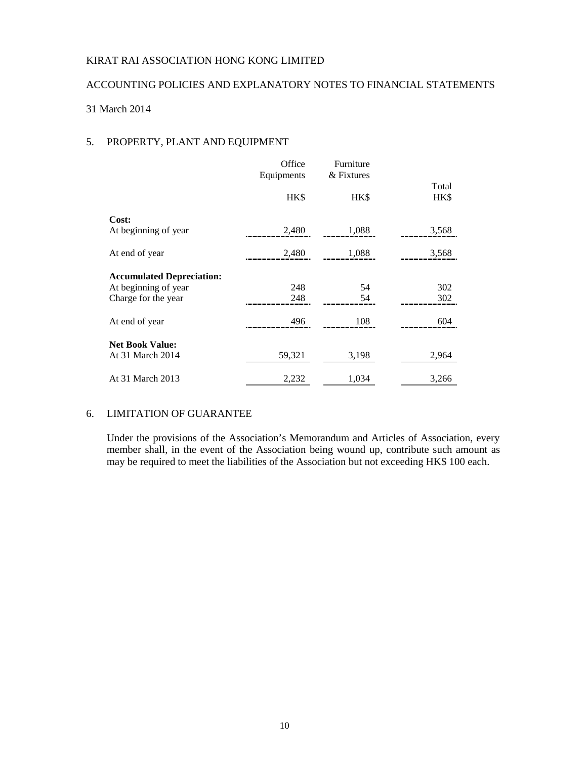KIRAT RAI ASSOCIATION HONG KONG LIMITED

ACCOUNTING POLICIES AND EXPLANATORY NOTES TO FINANCIAL STATEMENTS

31 March 2014

## 5. PROPERTY, PLANT AND EQUIPMENT

| | Office Equipments HK$ | Furniture & Fixtures HK$ | Total HK$ |
|---|---|---|---|
| **Cost:** | | | |
| At beginning of year | 2,480 | 1,088 | 3,568 |
| At end of year | 2,480 | 1,088 | 3,568 |
| **Accumulated Depreciation:** | | | |
| At beginning of year | 248 | 54 | 302 |
| Charge for the year | 248 | 54 | 302 |
| At end of year | 496 | 108 | 604 |
| **Net Book Value:** | | | |
| At 31 March 2014 | 59,321 | 3,198 | 2,964 |
| At 31 March 2013 | 2,232 | 1,034 | 3,266 |

## 6. LIMITATION OF GUARANTEE

Under the provisions of the Association's Memorandum and Articles of Association, every member shall, in the event of the Association being wound up, contribute such amount as may be required to meet the liabilities of the Association but not exceeding HK$ 100 each.